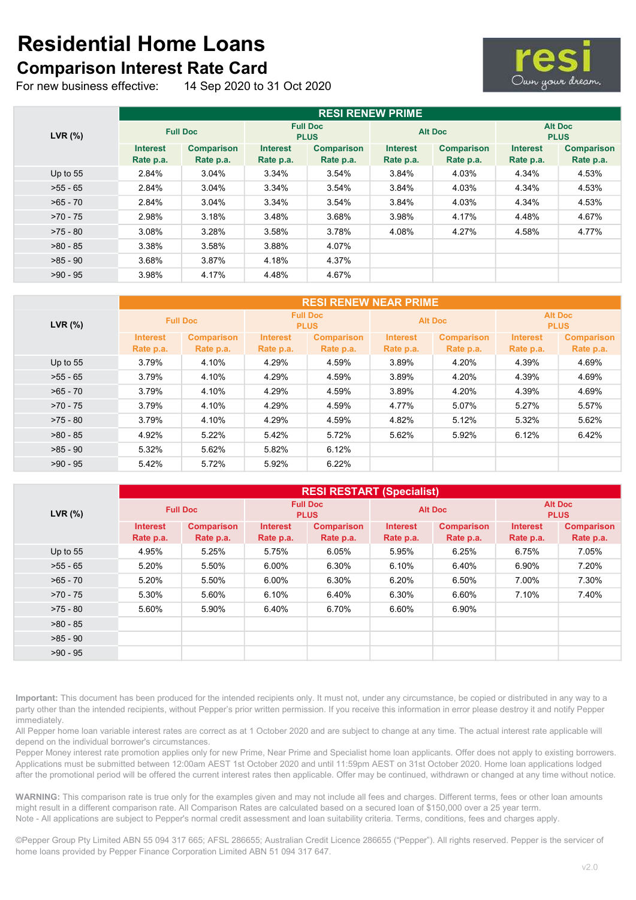# Residential Home Loans

## Comparison Interest Rate Card

For new business effective: 14 Sep 2020 to 31 Oct 2020

resi
Own your dream.

| LVR (%) | RESI RENEW PRIME | | | | | | | |
|---|---|---|---|---|---|---|---|---|
| | Full Doc | | Full Doc PLUS | | Alt Doc | | Alt Doc PLUS | |
| | Interest Rate p.a. | Comparison Rate p.a. | Interest Rate p.a. | Comparison Rate p.a. | Interest Rate p.a. | Comparison Rate p.a. | Interest Rate p.a. | Comparison Rate p.a. |
| Up to 55 | 2.84% | 3.04% | 3.34% | 3.54% | 3.84% | 4.03% | 4.34% | 4.53% |
| >55 - 65 | 2.84% | 3.04% | 3.34% | 3.54% | 3.84% | 4.03% | 4.34% | 4.53% |
| >65 - 70 | 2.84% | 3.04% | 3.34% | 3.54% | 3.84% | 4.03% | 4.34% | 4.53% |
| >70 - 75 | 2.98% | 3.18% | 3.48% | 3.68% | 3.98% | 4.17% | 4.48% | 4.67% |
| >75 - 80 | 3.08% | 3.28% | 3.58% | 3.78% | 4.08% | 4.27% | 4.58% | 4.77% |
| >80 - 85 | 3.38% | 3.58% | 3.88% | 4.07% | | | | |
| >85 - 90 | 3.68% | 3.87% | 4.18% | 4.37% | | | | |
| >90 - 95 | 3.98% | 4.17% | 4.48% | 4.67% | | | | |

| LVR (%) | RESI RENEW NEAR PRIME | | | | | | | |
|---|---|---|---|---|---|---|---|---|
| | Full Doc | | Full Doc PLUS | | Alt Doc | | Alt Doc PLUS | |
| | Interest Rate p.a. | Comparison Rate p.a. | Interest Rate p.a. | Comparison Rate p.a. | Interest Rate p.a. | Comparison Rate p.a. | Interest Rate p.a. | Comparison Rate p.a. |
| Up to 55 | 3.79% | 4.10% | 4.29% | 4.59% | 3.89% | 4.20% | 4.39% | 4.69% |
| >55 - 65 | 3.79% | 4.10% | 4.29% | 4.59% | 3.89% | 4.20% | 4.39% | 4.69% |
| >65 - 70 | 3.79% | 4.10% | 4.29% | 4.59% | 3.89% | 4.20% | 4.39% | 4.69% |
| >70 - 75 | 3.79% | 4.10% | 4.29% | 4.59% | 4.77% | 5.07% | 5.27% | 5.57% |
| >75 - 80 | 3.79% | 4.10% | 4.29% | 4.59% | 4.82% | 5.12% | 5.32% | 5.62% |
| >80 - 85 | 4.92% | 5.22% | 5.42% | 5.72% | 5.62% | 5.92% | 6.12% | 6.42% |
| >85 - 90 | 5.32% | 5.62% | 5.82% | 6.12% | | | | |
| >90 - 95 | 5.42% | 5.72% | 5.92% | 6.22% | | | | |

| LVR (%) | RESI RESTART (Specialist) | | | | | | | |
|---|---|---|---|---|---|---|---|---|
| | Full Doc | | Full Doc PLUS | | Alt Doc | | Alt Doc PLUS | |
| | Interest Rate p.a. | Comparison Rate p.a. | Interest Rate p.a. | Comparison Rate p.a. | Interest Rate p.a. | Comparison Rate p.a. | Interest Rate p.a. | Comparison Rate p.a. |
| Up to 55 | 4.95% | 5.25% | 5.75% | 6.05% | 5.95% | 6.25% | 6.75% | 7.05% |
| >55 - 65 | 5.20% | 5.50% | 6.00% | 6.30% | 6.10% | 6.40% | 6.90% | 7.20% |
| >65 - 70 | 5.20% | 5.50% | 6.00% | 6.30% | 6.20% | 6.50% | 7.00% | 7.30% |
| >70 - 75 | 5.30% | 5.60% | 6.10% | 6.40% | 6.30% | 6.60% | 7.10% | 7.40% |
| >75 - 80 | 5.60% | 5.90% | 6.40% | 6.70% | 6.60% | 6.90% | | |
| >80 - 85 | | | | | | | | |
| >85 - 90 | | | | | | | | |
| >90 - 95 | | | | | | | | |

**Important:** This document has been produced for the intended recipients only. It must not, under any circumstance, be copied or distributed in any way to a party other than the intended recipients, without Pepper's prior written permission. If you receive this information in error please destroy it and notify Pepper immediately.
All Pepper home loan variable interest rates are correct as at 1 October 2020 and are subject to change at any time. The actual interest rate applicable will depend on the individual borrower's circumstances.
Pepper Money interest rate promotion applies only for new Prime, Near Prime and Specialist home loan applicants. Offer does not apply to existing borrowers. Applications must be submitted between 12:00am AEST 1st October 2020 and until 11:59pm AEST on 31st October 2020. Home loan applications lodged after the promotional period will be offered the current interest rates then applicable. Offer may be continued, withdrawn or changed at any time without notice.

**WARNING:** This comparison rate is true only for the examples given and may not include all fees and charges. Different terms, fees or other loan amounts might result in a different comparison rate. All Comparison Rates are calculated based on a secured loan of $150,000 over a 25 year term.
Note - All applications are subject to Pepper's normal credit assessment and loan suitability criteria. Terms, conditions, fees and charges apply.

©Pepper Group Pty Limited ABN 55 094 317 665; AFSL 286655; Australian Credit Licence 286655 ("Pepper"). All rights reserved. Pepper is the servicer of home loans provided by Pepper Finance Corporation Limited ABN 51 094 317 647.

v2.0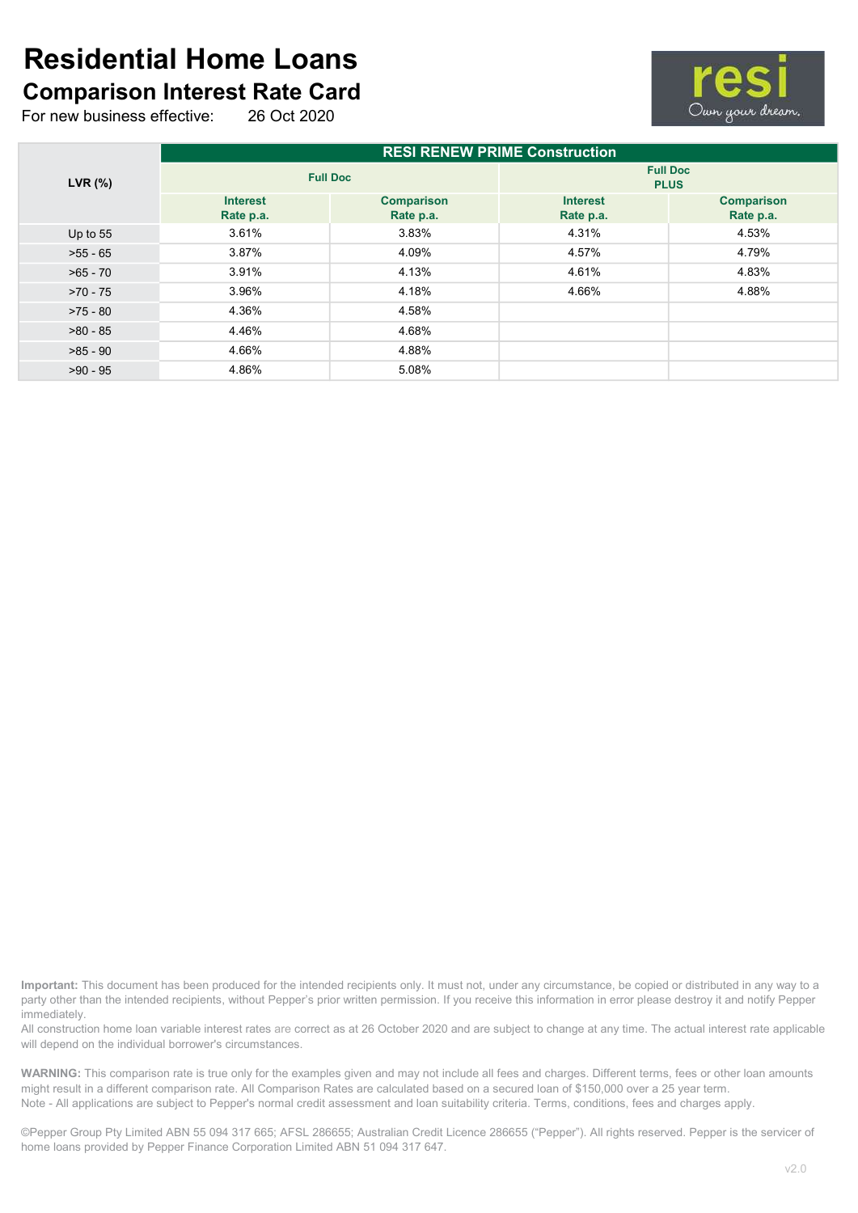# Residential Home Loans

## Comparison Interest Rate Card

For new business effective: 26 Oct 2020

resi
Own your dream.

| LVR (%) | RESI RENEW PRIME Construction | | | |
|---|---|---|---|---|
| | Full Doc | | Full Doc PLUS | |
| | Interest Rate p.a. | Comparison Rate p.a. | Interest Rate p.a. | Comparison Rate p.a. |
| Up to 55 | 3.61% | 3.83% | 4.31% | 4.53% |
| >55 - 65 | 3.87% | 4.09% | 4.57% | 4.79% |
| >65 - 70 | 3.91% | 4.13% | 4.61% | 4.83% |
| >70 - 75 | 3.96% | 4.18% | 4.66% | 4.88% |
| >75 - 80 | 4.36% | 4.58% | | |
| >80 - 85 | 4.46% | 4.68% | | |
| >85 - 90 | 4.66% | 4.88% | | |
| >90 - 95 | 4.86% | 5.08% | | |

**Important:** This document has been produced for the intended recipients only. It must not, under any circumstance, be copied or distributed in any way to a party other than the intended recipients, without Pepper's prior written permission. If you receive this information in error please destroy it and notify Pepper immediately.
All construction home loan variable interest rates are correct as at 26 October 2020 and are subject to change at any time. The actual interest rate applicable will depend on the individual borrower's circumstances.

**WARNING:** This comparison rate is true only for the examples given and may not include all fees and charges. Different terms, fees or other loan amounts might result in a different comparison rate. All Comparison Rates are calculated based on a secured loan of $150,000 over a 25 year term.
Note - All applications are subject to Pepper's normal credit assessment and loan suitability criteria. Terms, conditions, fees and charges apply.

©Pepper Group Pty Limited ABN 55 094 317 665; AFSL 286655; Australian Credit Licence 286655 ("Pepper"). All rights reserved. Pepper is the servicer of home loans provided by Pepper Finance Corporation Limited ABN 51 094 317 647.

v2.0